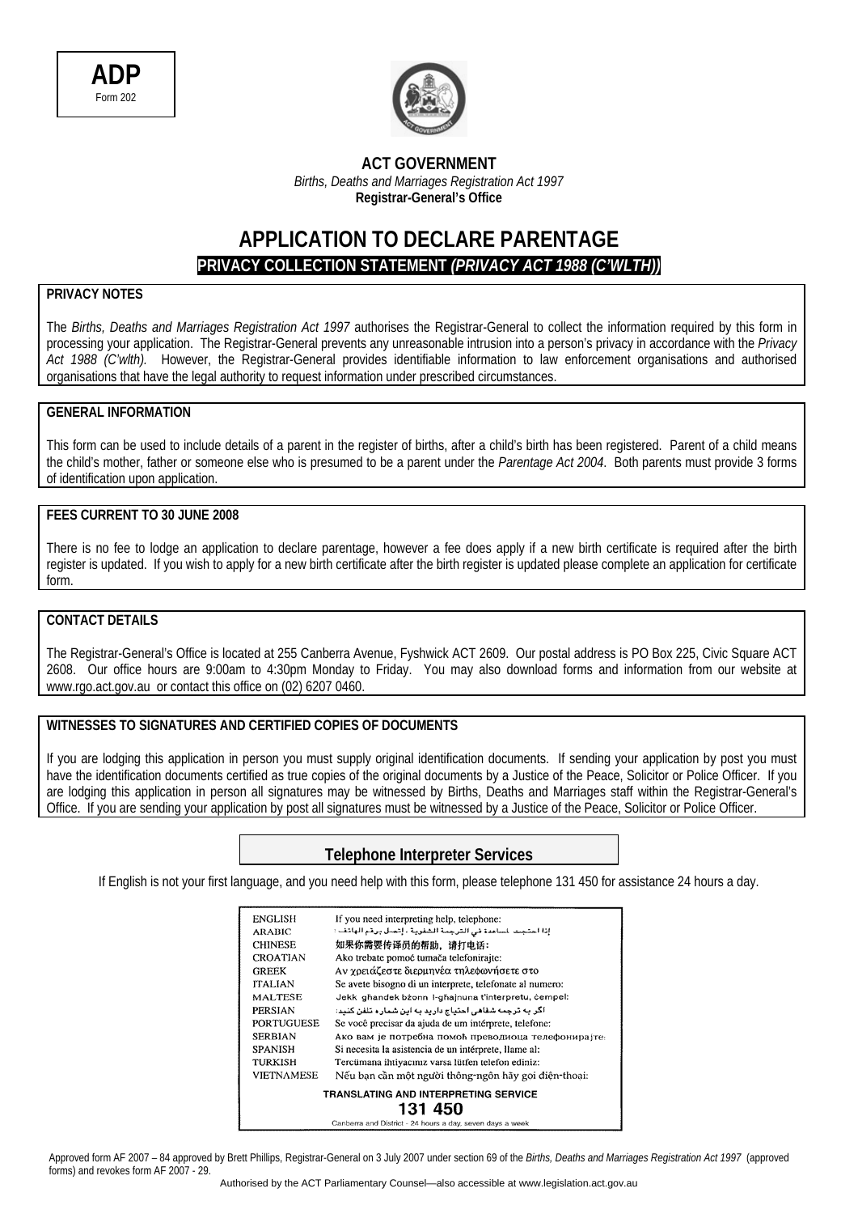**ADP**
Form 202

**ACT GOVERNMENT**
*Births, Deaths and Marriages Registration Act 1997*
**Registrar-General's Office**

# APPLICATION TO DECLARE PARENTAGE

## PRIVACY COLLECTION STATEMENT *(PRIVACY ACT 1988 (C'WLTH))*

### PRIVACY NOTES

The *Births, Deaths and Marriages Registration Act 1997* authorises the Registrar-General to collect the information required by this form in processing your application. The Registrar-General prevents any unreasonable intrusion into a person's privacy in accordance with the *Privacy Act 1988 (C'wlth).* However, the Registrar-General provides identifiable information to law enforcement organisations and authorised organisations that have the legal authority to request information under prescribed circumstances.

### GENERAL INFORMATION

This form can be used to include details of a parent in the register of births, after a child's birth has been registered. Parent of a child means the child's mother, father or someone else who is presumed to be a parent under the *Parentage Act 2004*. Both parents must provide 3 forms of identification upon application.

### FEES CURRENT TO 30 JUNE 2008

There is no fee to lodge an application to declare parentage, however a fee does apply if a new birth certificate is required after the birth register is updated. If you wish to apply for a new birth certificate after the birth register is updated please complete an application for certificate form.

### CONTACT DETAILS

The Registrar-General's Office is located at 255 Canberra Avenue, Fyshwick ACT 2609. Our postal address is PO Box 225, Civic Square ACT 2608. Our office hours are 9:00am to 4:30pm Monday to Friday. You may also download forms and information from our website at www.rgo.act.gov.au or contact this office on (02) 6207 0460.

### WITNESSES TO SIGNATURES AND CERTIFIED COPIES OF DOCUMENTS

If you are lodging this application in person you must supply original identification documents. If sending your application by post you must have the identification documents certified as true copies of the original documents by a Justice of the Peace, Solicitor or Police Officer. If you are lodging this application in person all signatures may be witnessed by Births, Deaths and Marriages staff within the Registrar-General's Office. If you are sending your application by post all signatures must be witnessed by a Justice of the Peace, Solicitor or Police Officer.

### Telephone Interpreter Services

If English is not your first language, and you need help with this form, please telephone 131 450 for assistance 24 hours a day.

| | |
|---|---|
| ENGLISH | If you need interpreting help, telephone: |
| ARABIC | إذا احتجت لمساعدة في الترجمة الشفوية ، إتصل برقم الهاتف : |
| CHINESE | 如果你需要传译员的帮助，请打电话： |
| CROATIAN | Ako trebate pomoć tumača telefonirajte: |
| GREEK | Αν χρειάζεστε διερμηνέα τηλεφωνήσετε στο |
| ITALIAN | Se avete bisogno di un interprete, telefonate al numero: |
| MALTESE | Jekk għandek bżonn l-għajnuna t'interpretu, ċempel: |
| PERSIAN | اگر به ترجمه شفاهی احتیاج دارید به این شماره تلفن کنید: |
| PORTUGUESE | Se você precisar da ajuda de um intérprete, telefone: |
| SERBIAN | Ако вам је потребна помоћ преводиоца телефонирајте: |
| SPANISH | Si necesita la asistencia de un intérprete, llame al: |
| TURKISH | Tercümana ihtiyacınız varsa lütfen telefon ediniz: |
| VIETNAMESE | Nếu bạn cần một người thông-ngôn hãy gọi điện-thoại: |

**TRANSLATING AND INTERPRETING SERVICE**
**131 450**
Canberra and District - 24 hours a day, seven days a week

Approved form AF 2007 – 84 approved by Brett Phillips, Registrar-General on 3 July 2007 under section 69 of the *Births, Deaths and Marriages Registration Act 1997* (approved forms) and revokes form AF 2007 - 29.

Authorised by the ACT Parliamentary Counsel—also accessible at www.legislation.act.gov.au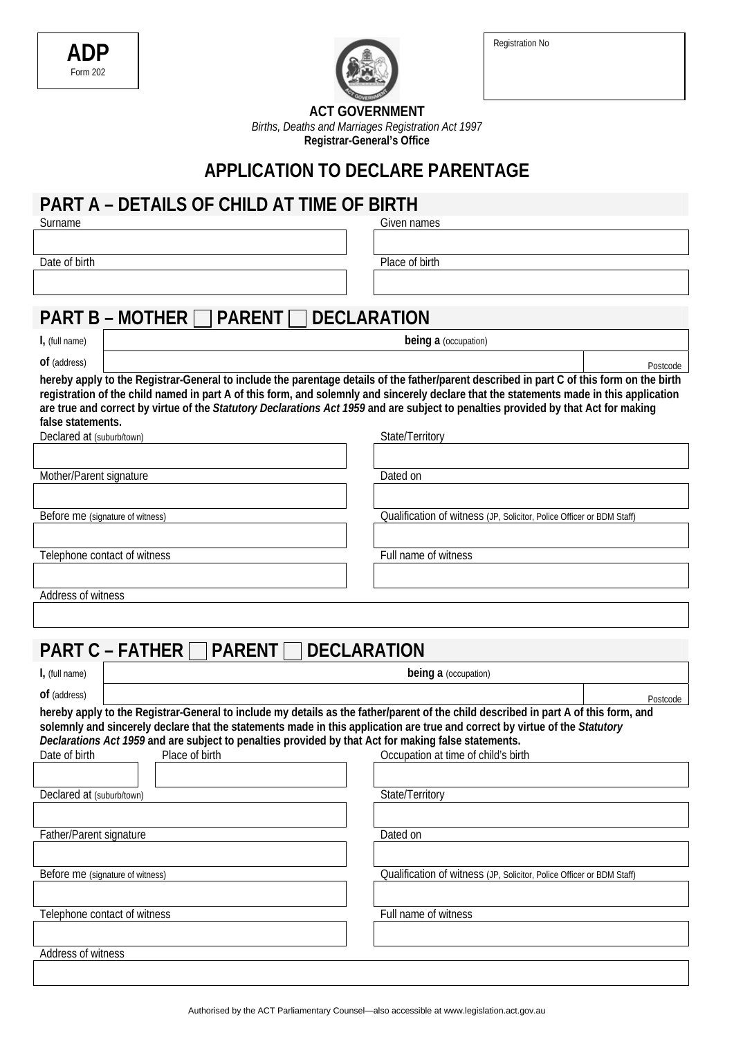**ADP**
Form 202

Registration No

**ACT GOVERNMENT**
*Births, Deaths and Marriages Registration Act 1997*
**Registrar-General's Office**

# APPLICATION TO DECLARE PARENTAGE

## PART A – DETAILS OF CHILD AT TIME OF BIRTH

| | |
|---|---|
| Surname | Given names |
| | |
| Date of birth | Place of birth |
| | |

## PART B – MOTHER ☐ PARENT ☐ DECLARATION

**I,** (full name) **being a** (occupation)

**of** (address) Postcode

**hereby apply to the Registrar-General to include the parentage details of the father/parent described in part C of this form on the birth registration of the child named in part A of this form, and solemnly and sincerely declare that the statements made in this application are true and correct by virtue of the *Statutory Declarations Act 1959* and are subject to penalties provided by that Act for making false statements.**

| | |
|---|---|
| Declared at (suburb/town) | State/Territory |
| | |
| Mother/Parent signature | Dated on |
| | |
| Before me (signature of witness) | Qualification of witness (JP, Solicitor, Police Officer or BDM Staff) |
| | |
| Telephone contact of witness | Full name of witness |
| | |
| Address of witness | |
| | |

## PART C – FATHER ☐ PARENT ☐ DECLARATION

**I,** (full name) **being a** (occupation)

**of** (address) Postcode

**hereby apply to the Registrar-General to include my details as the father/parent of the child described in part A of this form, and solemnly and sincerely declare that the statements made in this application are true and correct by virtue of the *Statutory Declarations Act 1959* and are subject to penalties provided by that Act for making false statements.**

| | | |
|---|---|---|
| Date of birth | Place of birth | Occupation at time of child's birth |
| | | |
| Declared at (suburb/town) | | State/Territory |
| | | |
| Father/Parent signature | | Dated on |
| | | |
| Before me (signature of witness) | | Qualification of witness (JP, Solicitor, Police Officer or BDM Staff) |
| | | |
| Telephone contact of witness | | Full name of witness |
| | | |
| Address of witness | | |
| | | |

Authorised by the ACT Parliamentary Counsel—also accessible at www.legislation.act.gov.au